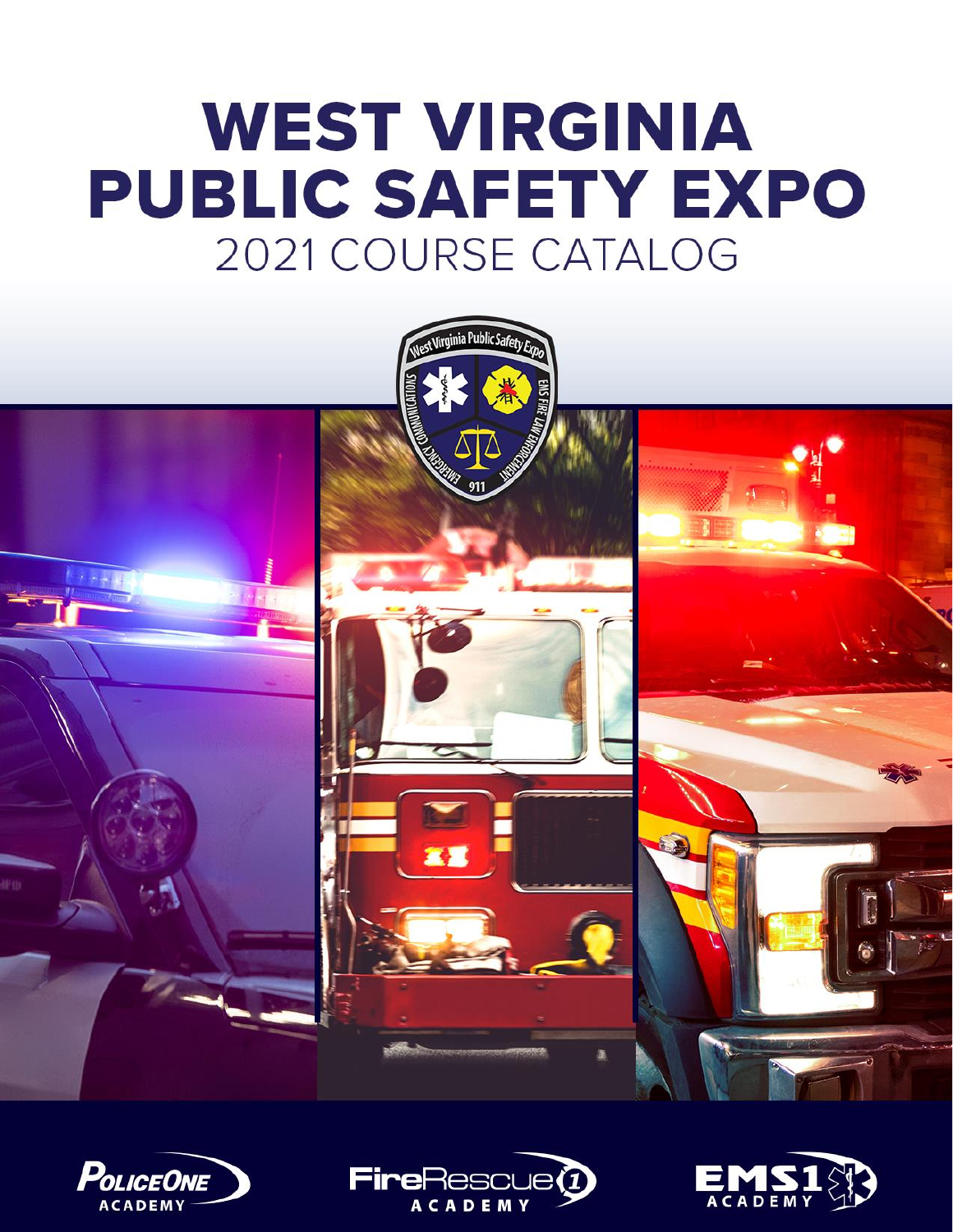# WEST VIRGINIA PUBLIC SAFETY EXPO

## 2021 COURSE CATALOG

PoliceOne ACADEMY

FireRescue1 ACADEMY

EMS1 ACADEMY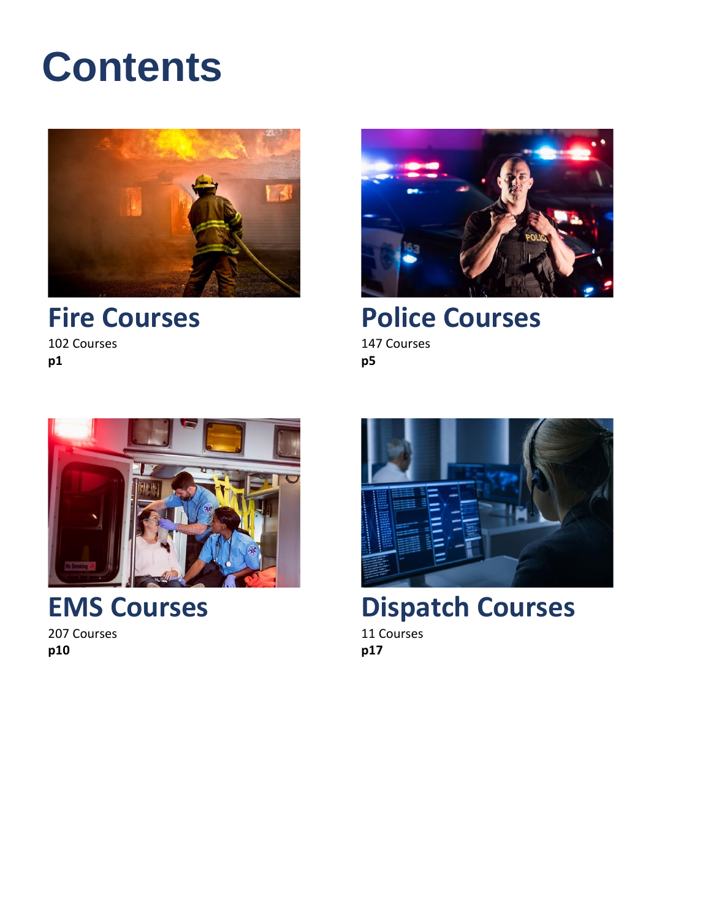# Contents

## Fire Courses

102 Courses

**p1**

## Police Courses

147 Courses

**p5**

## EMS Courses

207 Courses

**p10**

## Dispatch Courses

11 Courses

**p17**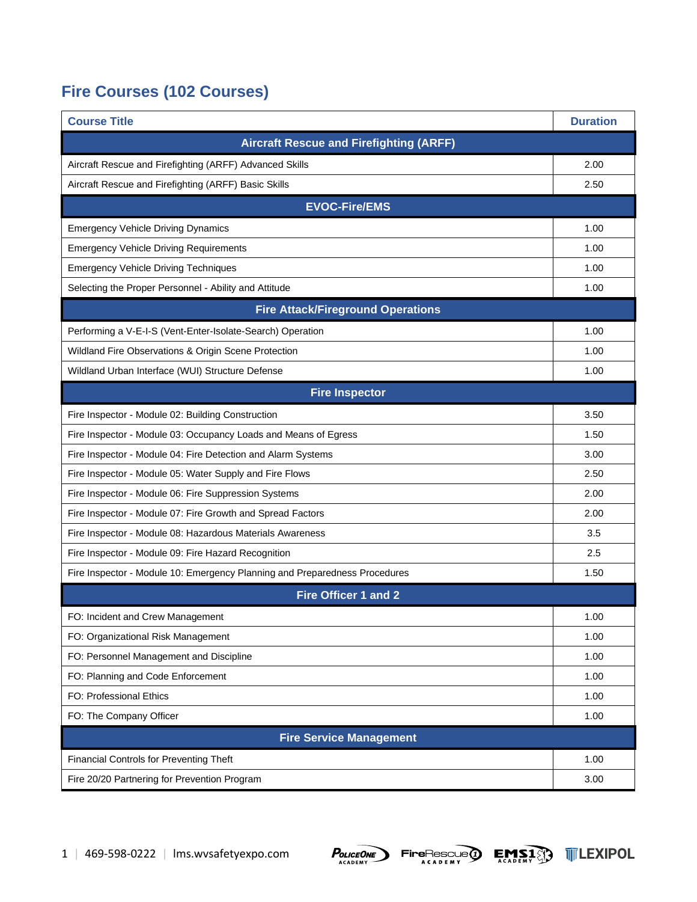## Fire Courses (102 Courses)

| Course Title | Duration |
|---|---|
| **Aircraft Rescue and Firefighting (ARFF)** | |
| Aircraft Rescue and Firefighting (ARFF) Advanced Skills | 2.00 |
| Aircraft Rescue and Firefighting (ARFF) Basic Skills | 2.50 |
| **EVOC-Fire/EMS** | |
| Emergency Vehicle Driving Dynamics | 1.00 |
| Emergency Vehicle Driving Requirements | 1.00 |
| Emergency Vehicle Driving Techniques | 1.00 |
| Selecting the Proper Personnel - Ability and Attitude | 1.00 |
| **Fire Attack/Fireground Operations** | |
| Performing a V-E-I-S (Vent-Enter-Isolate-Search) Operation | 1.00 |
| Wildland Fire Observations & Origin Scene Protection | 1.00 |
| Wildland Urban Interface (WUI) Structure Defense | 1.00 |
| **Fire Inspector** | |
| Fire Inspector - Module 02: Building Construction | 3.50 |
| Fire Inspector - Module 03: Occupancy Loads and Means of Egress | 1.50 |
| Fire Inspector - Module 04: Fire Detection and Alarm Systems | 3.00 |
| Fire Inspector - Module 05: Water Supply and Fire Flows | 2.50 |
| Fire Inspector - Module 06: Fire Suppression Systems | 2.00 |
| Fire Inspector - Module 07: Fire Growth and Spread Factors | 2.00 |
| Fire Inspector - Module 08: Hazardous Materials Awareness | 3.5 |
| Fire Inspector - Module 09: Fire Hazard Recognition | 2.5 |
| Fire Inspector - Module 10: Emergency Planning and Preparedness Procedures | 1.50 |
| **Fire Officer 1 and 2** | |
| FO: Incident and Crew Management | 1.00 |
| FO: Organizational Risk Management | 1.00 |
| FO: Personnel Management and Discipline | 1.00 |
| FO: Planning and Code Enforcement | 1.00 |
| FO: Professional Ethics | 1.00 |
| FO: The Company Officer | 1.00 |
| **Fire Service Management** | |
| Financial Controls for Preventing Theft | 1.00 |
| Fire 20/20 Partnering for Prevention Program | 3.00 |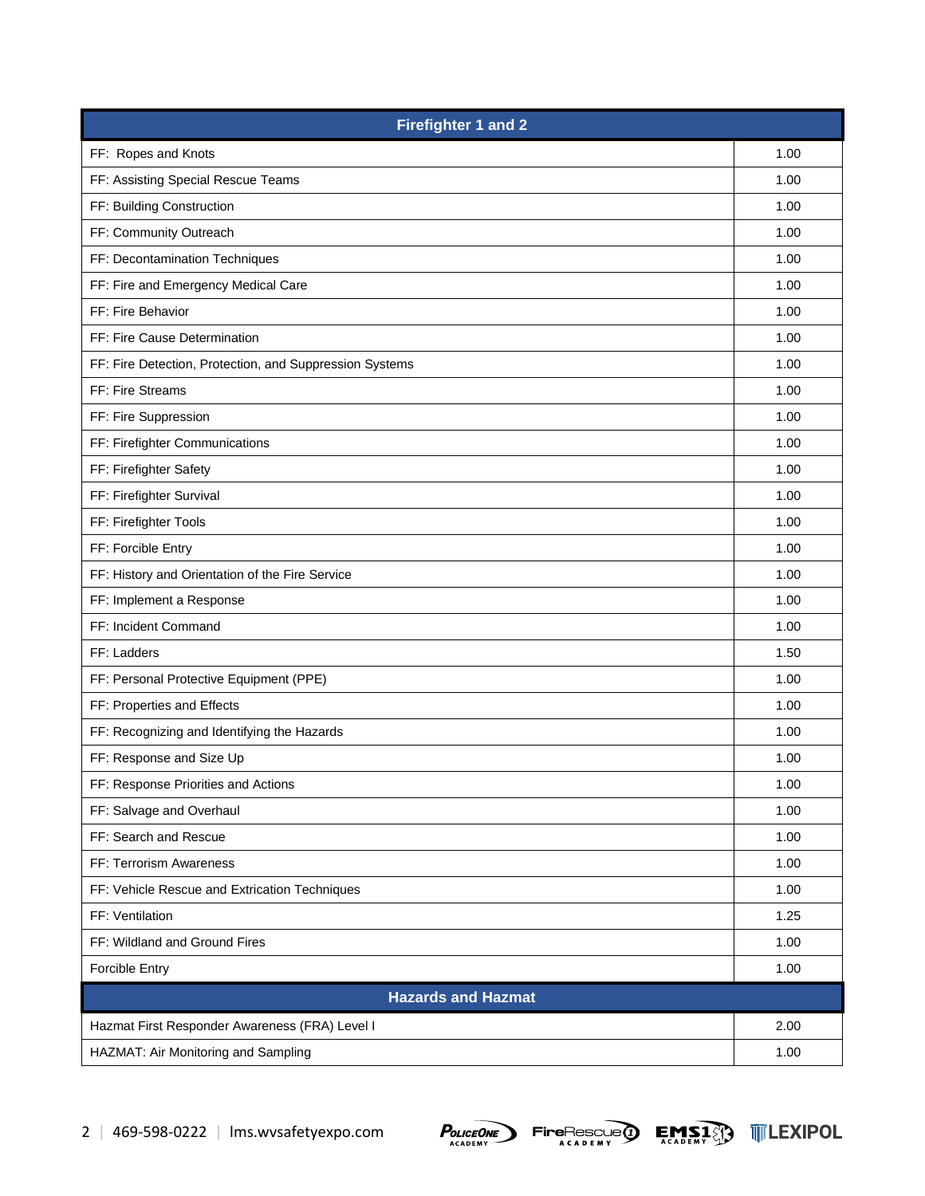| Firefighter 1 and 2 | |
|---|---|
| FF: Ropes and Knots | 1.00 |
| FF: Assisting Special Rescue Teams | 1.00 |
| FF: Building Construction | 1.00 |
| FF: Community Outreach | 1.00 |
| FF: Decontamination Techniques | 1.00 |
| FF: Fire and Emergency Medical Care | 1.00 |
| FF: Fire Behavior | 1.00 |
| FF: Fire Cause Determination | 1.00 |
| FF: Fire Detection, Protection, and Suppression Systems | 1.00 |
| FF: Fire Streams | 1.00 |
| FF: Fire Suppression | 1.00 |
| FF: Firefighter Communications | 1.00 |
| FF: Firefighter Safety | 1.00 |
| FF: Firefighter Survival | 1.00 |
| FF: Firefighter Tools | 1.00 |
| FF: Forcible Entry | 1.00 |
| FF: History and Orientation of the Fire Service | 1.00 |
| FF: Implement a Response | 1.00 |
| FF: Incident Command | 1.00 |
| FF: Ladders | 1.50 |
| FF: Personal Protective Equipment (PPE) | 1.00 |
| FF: Properties and Effects | 1.00 |
| FF: Recognizing and Identifying the Hazards | 1.00 |
| FF: Response and Size Up | 1.00 |
| FF: Response Priorities and Actions | 1.00 |
| FF: Salvage and Overhaul | 1.00 |
| FF: Search and Rescue | 1.00 |
| FF: Terrorism Awareness | 1.00 |
| FF: Vehicle Rescue and Extrication Techniques | 1.00 |
| FF: Ventilation | 1.25 |
| FF: Wildland and Ground Fires | 1.00 |
| Forcible Entry | 1.00 |

| Hazards and Hazmat | |
|---|---|
| Hazmat First Responder Awareness (FRA) Level I | 2.00 |
| HAZMAT: Air Monitoring and Sampling | 1.00 |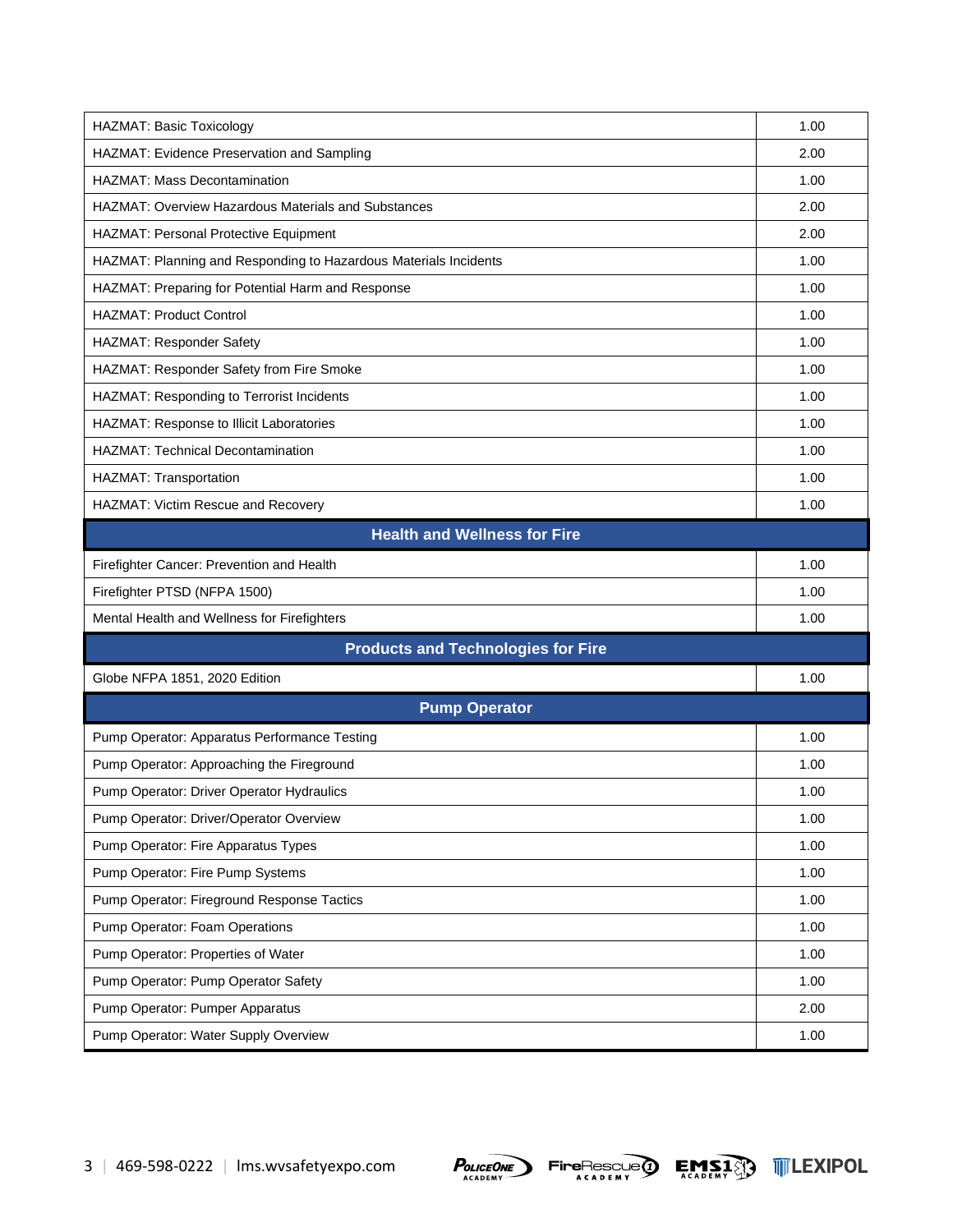| Course | Hours |
|---|---|
| HAZMAT: Basic Toxicology | 1.00 |
| HAZMAT: Evidence Preservation and Sampling | 2.00 |
| HAZMAT: Mass Decontamination | 1.00 |
| HAZMAT: Overview Hazardous Materials and Substances | 2.00 |
| HAZMAT: Personal Protective Equipment | 2.00 |
| HAZMAT: Planning and Responding to Hazardous Materials Incidents | 1.00 |
| HAZMAT: Preparing for Potential Harm and Response | 1.00 |
| HAZMAT: Product Control | 1.00 |
| HAZMAT: Responder Safety | 1.00 |
| HAZMAT: Responder Safety from Fire Smoke | 1.00 |
| HAZMAT: Responding to Terrorist Incidents | 1.00 |
| HAZMAT: Response to Illicit Laboratories | 1.00 |
| HAZMAT: Technical Decontamination | 1.00 |
| HAZMAT: Transportation | 1.00 |
| HAZMAT: Victim Rescue and Recovery | 1.00 |
| **Health and Wellness for Fire** | |
| Firefighter Cancer: Prevention and Health | 1.00 |
| Firefighter PTSD (NFPA 1500) | 1.00 |
| Mental Health and Wellness for Firefighters | 1.00 |
| **Products and Technologies for Fire** | |
| Globe NFPA 1851, 2020 Edition | 1.00 |
| **Pump Operator** | |
| Pump Operator: Apparatus Performance Testing | 1.00 |
| Pump Operator: Approaching the Fireground | 1.00 |
| Pump Operator: Driver Operator Hydraulics | 1.00 |
| Pump Operator: Driver/Operator Overview | 1.00 |
| Pump Operator: Fire Apparatus Types | 1.00 |
| Pump Operator: Fire Pump Systems | 1.00 |
| Pump Operator: Fireground Response Tactics | 1.00 |
| Pump Operator: Foam Operations | 1.00 |
| Pump Operator: Properties of Water | 1.00 |
| Pump Operator: Pump Operator Safety | 1.00 |
| Pump Operator: Pumper Apparatus | 2.00 |
| Pump Operator: Water Supply Overview | 1.00 |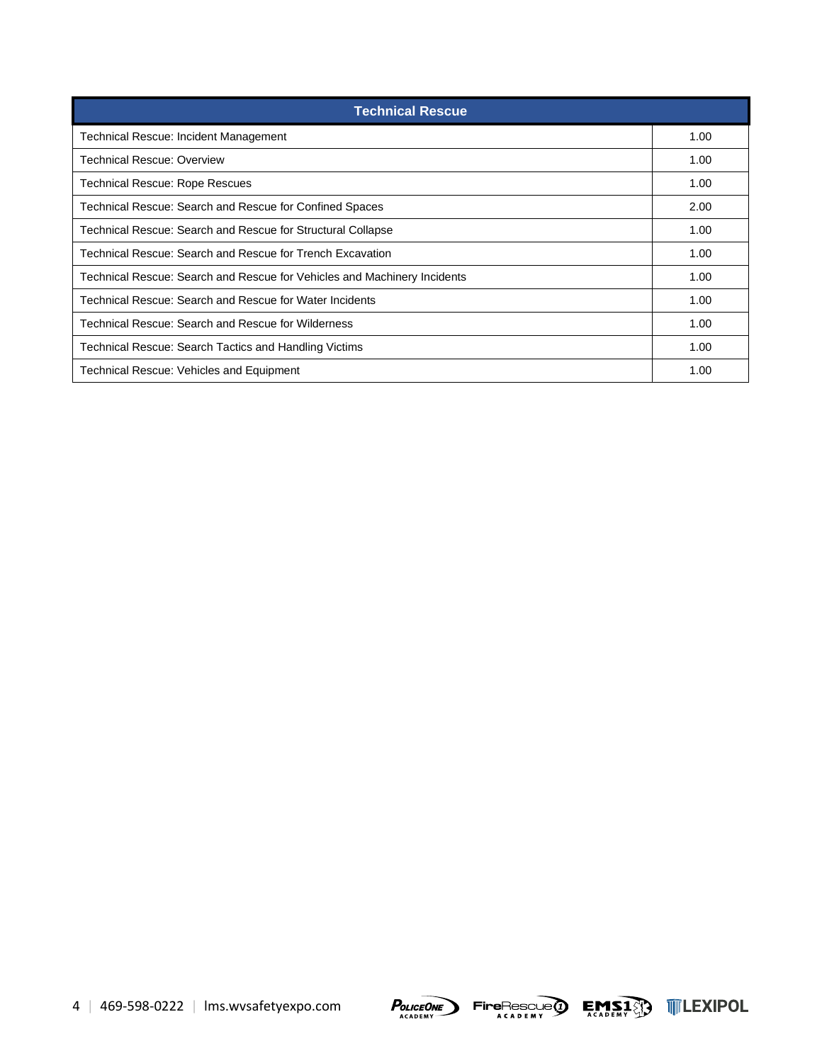| Technical Rescue | |
|---|---|
| Technical Rescue: Incident Management | 1.00 |
| Technical Rescue: Overview | 1.00 |
| Technical Rescue: Rope Rescues | 1.00 |
| Technical Rescue: Search and Rescue for Confined Spaces | 2.00 |
| Technical Rescue: Search and Rescue for Structural Collapse | 1.00 |
| Technical Rescue: Search and Rescue for Trench Excavation | 1.00 |
| Technical Rescue: Search and Rescue for Vehicles and Machinery Incidents | 1.00 |
| Technical Rescue: Search and Rescue for Water Incidents | 1.00 |
| Technical Rescue: Search and Rescue for Wilderness | 1.00 |
| Technical Rescue: Search Tactics and Handling Victims | 1.00 |
| Technical Rescue: Vehicles and Equipment | 1.00 |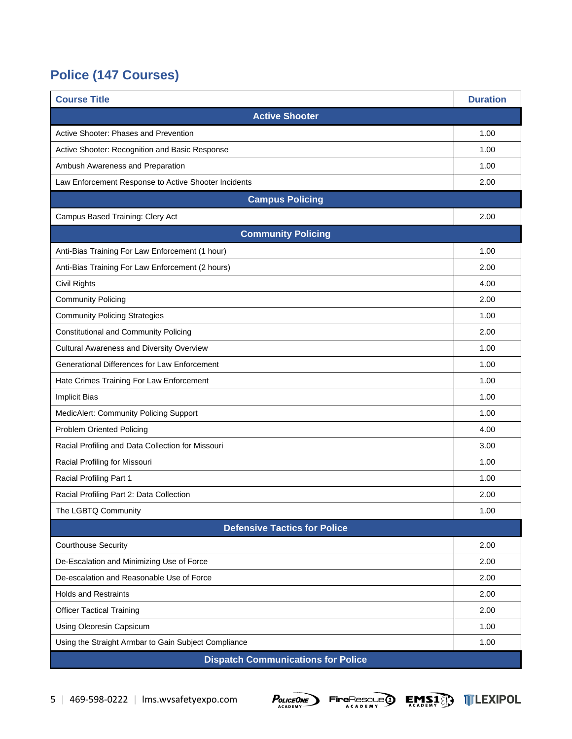## Police (147 Courses)

| Course Title | Duration |
|---|---|
| **Active Shooter** | |
| Active Shooter: Phases and Prevention | 1.00 |
| Active Shooter: Recognition and Basic Response | 1.00 |
| Ambush Awareness and Preparation | 1.00 |
| Law Enforcement Response to Active Shooter Incidents | 2.00 |
| **Campus Policing** | |
| Campus Based Training: Clery Act | 2.00 |
| **Community Policing** | |
| Anti-Bias Training For Law Enforcement (1 hour) | 1.00 |
| Anti-Bias Training For Law Enforcement (2 hours) | 2.00 |
| Civil Rights | 4.00 |
| Community Policing | 2.00 |
| Community Policing Strategies | 1.00 |
| Constitutional and Community Policing | 2.00 |
| Cultural Awareness and Diversity Overview | 1.00 |
| Generational Differences for Law Enforcement | 1.00 |
| Hate Crimes Training For Law Enforcement | 1.00 |
| Implicit Bias | 1.00 |
| MedicAlert: Community Policing Support | 1.00 |
| Problem Oriented Policing | 4.00 |
| Racial Profiling and Data Collection for Missouri | 3.00 |
| Racial Profiling for Missouri | 1.00 |
| Racial Profiling Part 1 | 1.00 |
| Racial Profiling Part 2: Data Collection | 2.00 |
| The LGBTQ Community | 1.00 |
| **Defensive Tactics for Police** | |
| Courthouse Security | 2.00 |
| De-Escalation and Minimizing Use of Force | 2.00 |
| De-escalation and Reasonable Use of Force | 2.00 |
| Holds and Restraints | 2.00 |
| Officer Tactical Training | 2.00 |
| Using Oleoresin Capsicum | 1.00 |
| Using the Straight Armbar to Gain Subject Compliance | 1.00 |
| **Dispatch Communications for Police** | |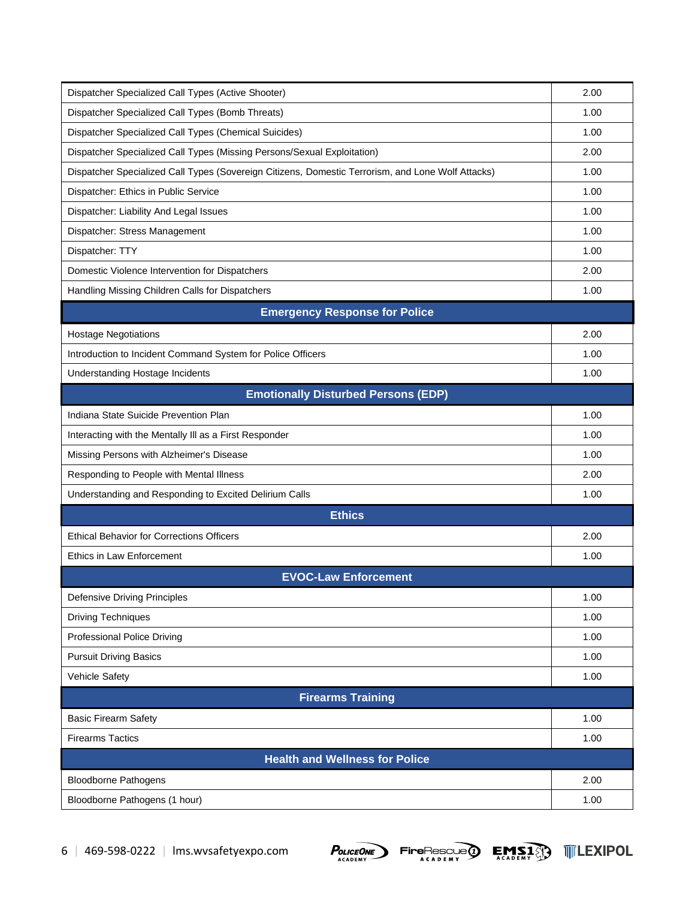| Course | Hours |
|---|---|
| Dispatcher Specialized Call Types (Active Shooter) | 2.00 |
| Dispatcher Specialized Call Types (Bomb Threats) | 1.00 |
| Dispatcher Specialized Call Types (Chemical Suicides) | 1.00 |
| Dispatcher Specialized Call Types (Missing Persons/Sexual Exploitation) | 2.00 |
| Dispatcher Specialized Call Types (Sovereign Citizens, Domestic Terrorism, and Lone Wolf Attacks) | 1.00 |
| Dispatcher: Ethics in Public Service | 1.00 |
| Dispatcher: Liability And Legal Issues | 1.00 |
| Dispatcher: Stress Management | 1.00 |
| Dispatcher: TTY | 1.00 |
| Domestic Violence Intervention for Dispatchers | 2.00 |
| Handling Missing Children Calls for Dispatchers | 1.00 |
| **Emergency Response for Police** | |
| Hostage Negotiations | 2.00 |
| Introduction to Incident Command System for Police Officers | 1.00 |
| Understanding Hostage Incidents | 1.00 |
| **Emotionally Disturbed Persons (EDP)** | |
| Indiana State Suicide Prevention Plan | 1.00 |
| Interacting with the Mentally Ill as a First Responder | 1.00 |
| Missing Persons with Alzheimer's Disease | 1.00 |
| Responding to People with Mental Illness | 2.00 |
| Understanding and Responding to Excited Delirium Calls | 1.00 |
| **Ethics** | |
| Ethical Behavior for Corrections Officers | 2.00 |
| Ethics in Law Enforcement | 1.00 |
| **EVOC-Law Enforcement** | |
| Defensive Driving Principles | 1.00 |
| Driving Techniques | 1.00 |
| Professional Police Driving | 1.00 |
| Pursuit Driving Basics | 1.00 |
| Vehicle Safety | 1.00 |
| **Firearms Training** | |
| Basic Firearm Safety | 1.00 |
| Firearms Tactics | 1.00 |
| **Health and Wellness for Police** | |
| Bloodborne Pathogens | 2.00 |
| Bloodborne Pathogens (1 hour) | 1.00 |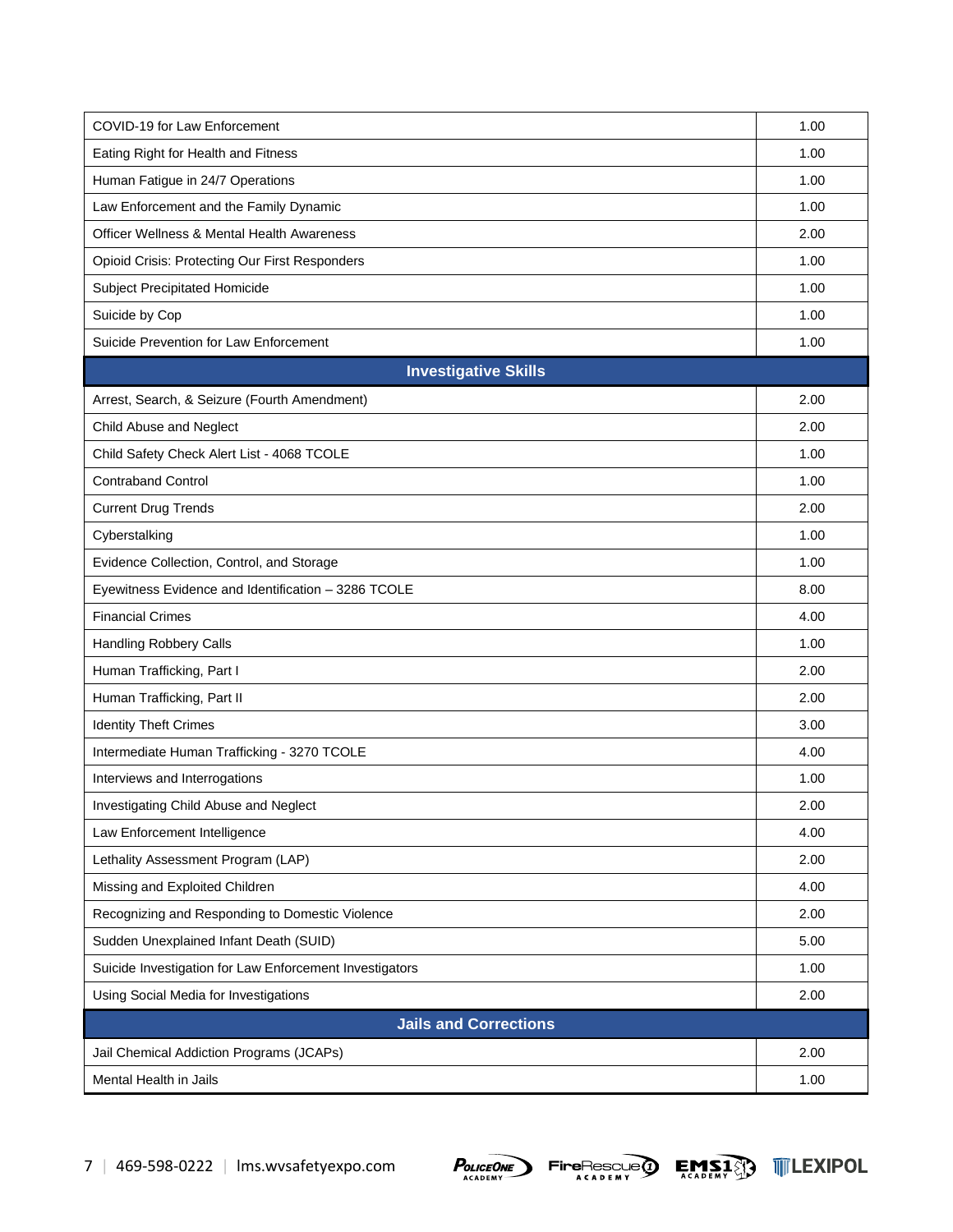| Course | Hours |
| --- | --- |
| COVID-19 for Law Enforcement | 1.00 |
| Eating Right for Health and Fitness | 1.00 |
| Human Fatigue in 24/7 Operations | 1.00 |
| Law Enforcement and the Family Dynamic | 1.00 |
| Officer Wellness & Mental Health Awareness | 2.00 |
| Opioid Crisis: Protecting Our First Responders | 1.00 |
| Subject Precipitated Homicide | 1.00 |
| Suicide by Cop | 1.00 |
| Suicide Prevention for Law Enforcement | 1.00 |
| **Investigative Skills** | |
| Arrest, Search, & Seizure (Fourth Amendment) | 2.00 |
| Child Abuse and Neglect | 2.00 |
| Child Safety Check Alert List - 4068 TCOLE | 1.00 |
| Contraband Control | 1.00 |
| Current Drug Trends | 2.00 |
| Cyberstalking | 1.00 |
| Evidence Collection, Control, and Storage | 1.00 |
| Eyewitness Evidence and Identification – 3286 TCOLE | 8.00 |
| Financial Crimes | 4.00 |
| Handling Robbery Calls | 1.00 |
| Human Trafficking, Part I | 2.00 |
| Human Trafficking, Part II | 2.00 |
| Identity Theft Crimes | 3.00 |
| Intermediate Human Trafficking - 3270 TCOLE | 4.00 |
| Interviews and Interrogations | 1.00 |
| Investigating Child Abuse and Neglect | 2.00 |
| Law Enforcement Intelligence | 4.00 |
| Lethality Assessment Program (LAP) | 2.00 |
| Missing and Exploited Children | 4.00 |
| Recognizing and Responding to Domestic Violence | 2.00 |
| Sudden Unexplained Infant Death (SUID) | 5.00 |
| Suicide Investigation for Law Enforcement Investigators | 1.00 |
| Using Social Media for Investigations | 2.00 |
| **Jails and Corrections** | |
| Jail Chemical Addiction Programs (JCAPs) | 2.00 |
| Mental Health in Jails | 1.00 |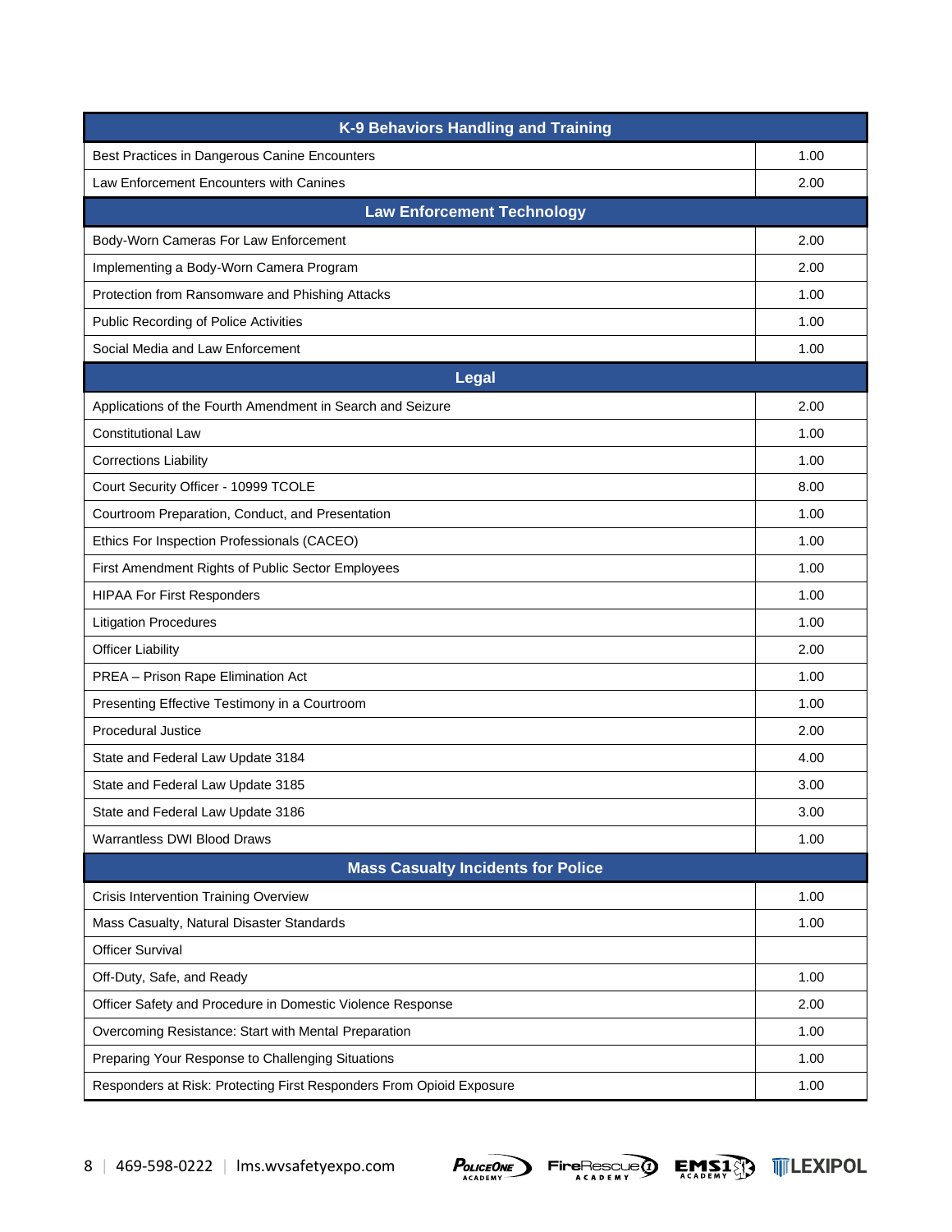| K-9 Behaviors Handling and Training | |
|---|---|
| Best Practices in Dangerous Canine Encounters | 1.00 |
| Law Enforcement Encounters with Canines | 2.00 |
| **Law Enforcement Technology** | |
| Body-Worn Cameras For Law Enforcement | 2.00 |
| Implementing a Body-Worn Camera Program | 2.00 |
| Protection from Ransomware and Phishing Attacks | 1.00 |
| Public Recording of Police Activities | 1.00 |
| Social Media and Law Enforcement | 1.00 |
| **Legal** | |
| Applications of the Fourth Amendment in Search and Seizure | 2.00 |
| Constitutional Law | 1.00 |
| Corrections Liability | 1.00 |
| Court Security Officer - 10999 TCOLE | 8.00 |
| Courtroom Preparation, Conduct, and Presentation | 1.00 |
| Ethics For Inspection Professionals (CACEO) | 1.00 |
| First Amendment Rights of Public Sector Employees | 1.00 |
| HIPAA For First Responders | 1.00 |
| Litigation Procedures | 1.00 |
| Officer Liability | 2.00 |
| PREA – Prison Rape Elimination Act | 1.00 |
| Presenting Effective Testimony in a Courtroom | 1.00 |
| Procedural Justice | 2.00 |
| State and Federal Law Update 3184 | 4.00 |
| State and Federal Law Update 3185 | 3.00 |
| State and Federal Law Update 3186 | 3.00 |
| Warrantless DWI Blood Draws | 1.00 |
| **Mass Casualty Incidents for Police** | |
| Crisis Intervention Training Overview | 1.00 |
| Mass Casualty, Natural Disaster Standards | 1.00 |
| Officer Survival | |
| Off-Duty, Safe, and Ready | 1.00 |
| Officer Safety and Procedure in Domestic Violence Response | 2.00 |
| Overcoming Resistance: Start with Mental Preparation | 1.00 |
| Preparing Your Response to Challenging Situations | 1.00 |
| Responders at Risk: Protecting First Responders From Opioid Exposure | 1.00 |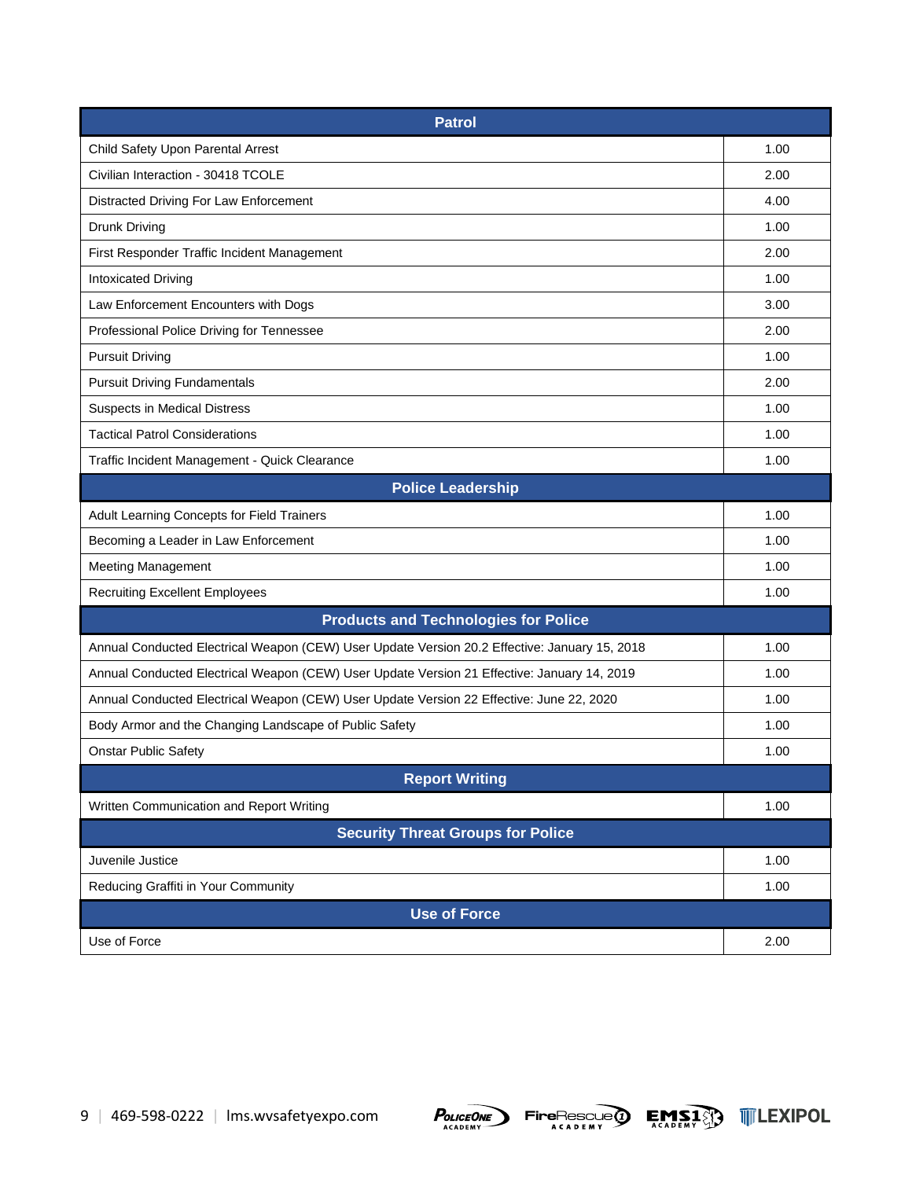| Patrol | |
|---|---|
| Child Safety Upon Parental Arrest | 1.00 |
| Civilian Interaction - 30418 TCOLE | 2.00 |
| Distracted Driving For Law Enforcement | 4.00 |
| Drunk Driving | 1.00 |
| First Responder Traffic Incident Management | 2.00 |
| Intoxicated Driving | 1.00 |
| Law Enforcement Encounters with Dogs | 3.00 |
| Professional Police Driving for Tennessee | 2.00 |
| Pursuit Driving | 1.00 |
| Pursuit Driving Fundamentals | 2.00 |
| Suspects in Medical Distress | 1.00 |
| Tactical Patrol Considerations | 1.00 |
| Traffic Incident Management - Quick Clearance | 1.00 |
| **Police Leadership** | |
| Adult Learning Concepts for Field Trainers | 1.00 |
| Becoming a Leader in Law Enforcement | 1.00 |
| Meeting Management | 1.00 |
| Recruiting Excellent Employees | 1.00 |
| **Products and Technologies for Police** | |
| Annual Conducted Electrical Weapon (CEW) User Update Version 20.2 Effective: January 15, 2018 | 1.00 |
| Annual Conducted Electrical Weapon (CEW) User Update Version 21 Effective: January 14, 2019 | 1.00 |
| Annual Conducted Electrical Weapon (CEW) User Update Version 22 Effective: June 22, 2020 | 1.00 |
| Body Armor and the Changing Landscape of Public Safety | 1.00 |
| Onstar Public Safety | 1.00 |
| **Report Writing** | |
| Written Communication and Report Writing | 1.00 |
| **Security Threat Groups for Police** | |
| Juvenile Justice | 1.00 |
| Reducing Graffiti in Your Community | 1.00 |
| **Use of Force** | |
| Use of Force | 2.00 |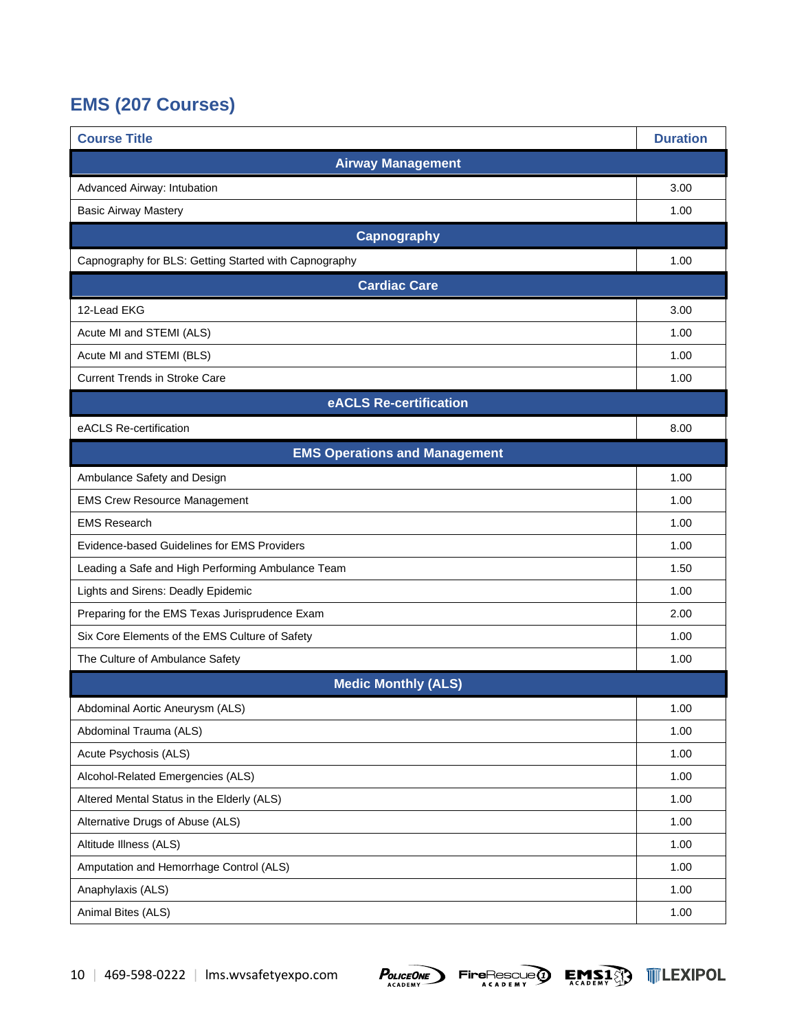## EMS (207 Courses)

| Course Title | Duration |
| --- | --- |
| **Airway Management** | |
| Advanced Airway: Intubation | 3.00 |
| Basic Airway Mastery | 1.00 |
| **Capnography** | |
| Capnography for BLS: Getting Started with Capnography | 1.00 |
| **Cardiac Care** | |
| 12-Lead EKG | 3.00 |
| Acute MI and STEMI (ALS) | 1.00 |
| Acute MI and STEMI (BLS) | 1.00 |
| Current Trends in Stroke Care | 1.00 |
| **eACLS Re-certification** | |
| eACLS Re-certification | 8.00 |
| **EMS Operations and Management** | |
| Ambulance Safety and Design | 1.00 |
| EMS Crew Resource Management | 1.00 |
| EMS Research | 1.00 |
| Evidence-based Guidelines for EMS Providers | 1.00 |
| Leading a Safe and High Performing Ambulance Team | 1.50 |
| Lights and Sirens: Deadly Epidemic | 1.00 |
| Preparing for the EMS Texas Jurisprudence Exam | 2.00 |
| Six Core Elements of the EMS Culture of Safety | 1.00 |
| The Culture of Ambulance Safety | 1.00 |
| **Medic Monthly (ALS)** | |
| Abdominal Aortic Aneurysm (ALS) | 1.00 |
| Abdominal Trauma (ALS) | 1.00 |
| Acute Psychosis (ALS) | 1.00 |
| Alcohol-Related Emergencies (ALS) | 1.00 |
| Altered Mental Status in the Elderly (ALS) | 1.00 |
| Alternative Drugs of Abuse (ALS) | 1.00 |
| Altitude Illness (ALS) | 1.00 |
| Amputation and Hemorrhage Control (ALS) | 1.00 |
| Anaphylaxis (ALS) | 1.00 |
| Animal Bites (ALS) | 1.00 |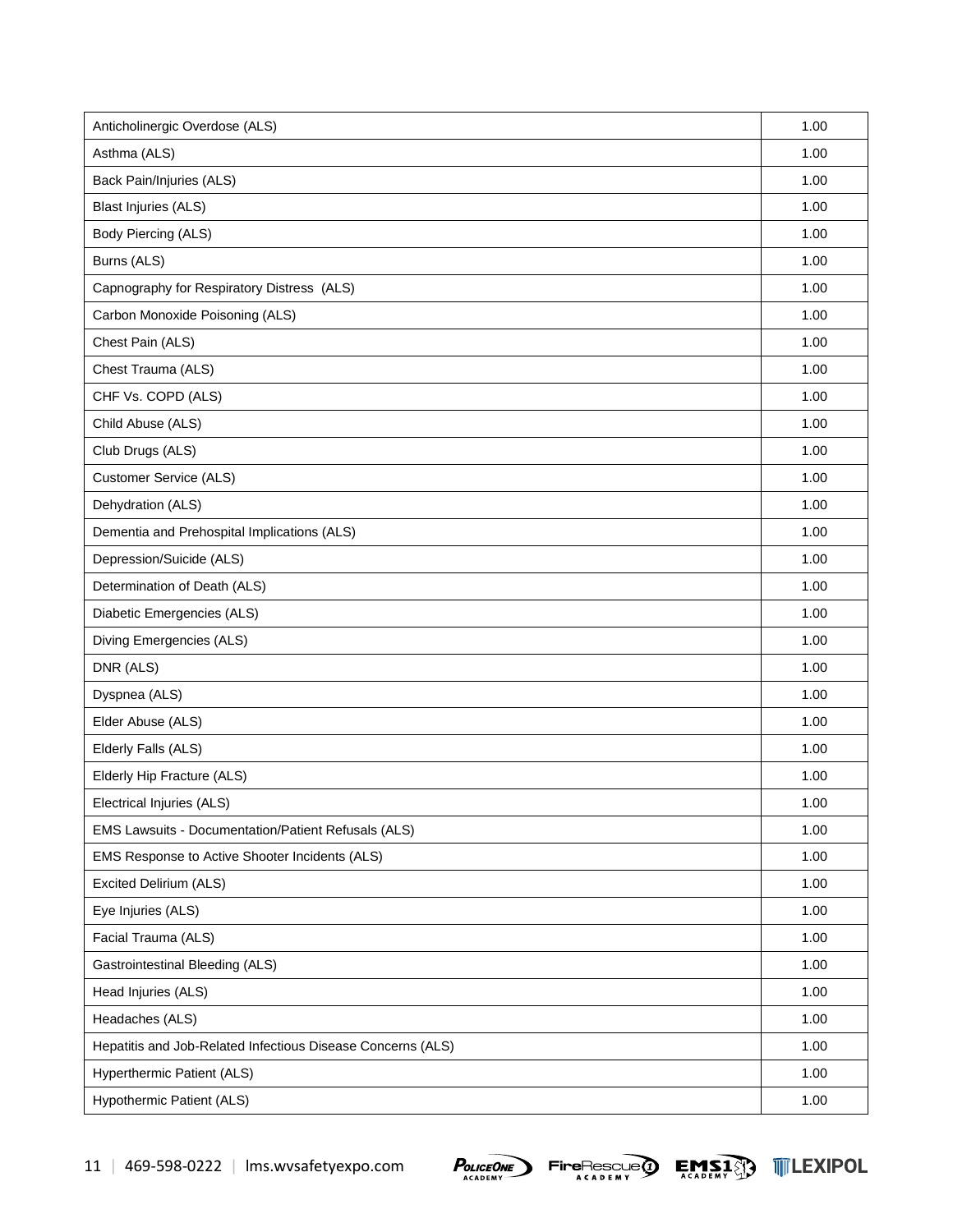| | |
|---|---|
| Anticholinergic Overdose (ALS) | 1.00 |
| Asthma (ALS) | 1.00 |
| Back Pain/Injuries (ALS) | 1.00 |
| Blast Injuries (ALS) | 1.00 |
| Body Piercing (ALS) | 1.00 |
| Burns (ALS) | 1.00 |
| Capnography for Respiratory Distress (ALS) | 1.00 |
| Carbon Monoxide Poisoning (ALS) | 1.00 |
| Chest Pain (ALS) | 1.00 |
| Chest Trauma (ALS) | 1.00 |
| CHF Vs. COPD (ALS) | 1.00 |
| Child Abuse (ALS) | 1.00 |
| Club Drugs (ALS) | 1.00 |
| Customer Service (ALS) | 1.00 |
| Dehydration (ALS) | 1.00 |
| Dementia and Prehospital Implications (ALS) | 1.00 |
| Depression/Suicide (ALS) | 1.00 |
| Determination of Death (ALS) | 1.00 |
| Diabetic Emergencies (ALS) | 1.00 |
| Diving Emergencies (ALS) | 1.00 |
| DNR (ALS) | 1.00 |
| Dyspnea (ALS) | 1.00 |
| Elder Abuse (ALS) | 1.00 |
| Elderly Falls (ALS) | 1.00 |
| Elderly Hip Fracture (ALS) | 1.00 |
| Electrical Injuries (ALS) | 1.00 |
| EMS Lawsuits - Documentation/Patient Refusals (ALS) | 1.00 |
| EMS Response to Active Shooter Incidents (ALS) | 1.00 |
| Excited Delirium (ALS) | 1.00 |
| Eye Injuries (ALS) | 1.00 |
| Facial Trauma (ALS) | 1.00 |
| Gastrointestinal Bleeding (ALS) | 1.00 |
| Head Injuries (ALS) | 1.00 |
| Headaches (ALS) | 1.00 |
| Hepatitis and Job-Related Infectious Disease Concerns (ALS) | 1.00 |
| Hyperthermic Patient (ALS) | 1.00 |
| Hypothermic Patient (ALS) | 1.00 |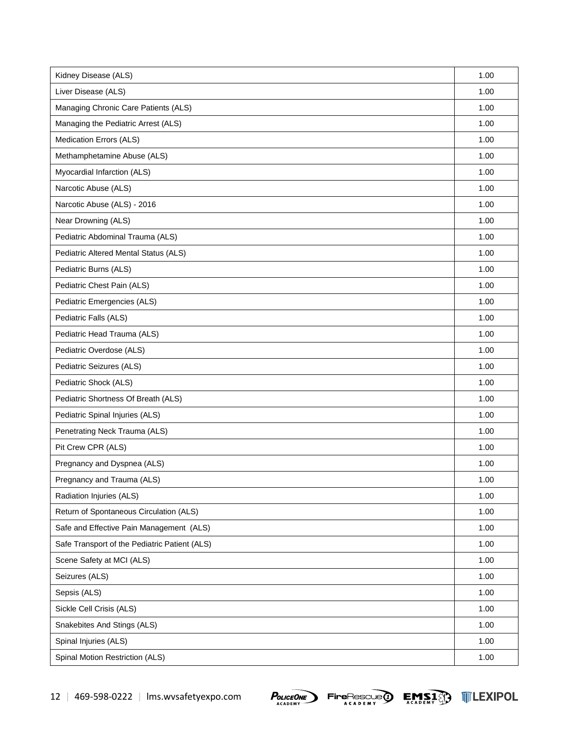| | |
|---|---|
| Kidney Disease (ALS) | 1.00 |
| Liver Disease (ALS) | 1.00 |
| Managing Chronic Care Patients (ALS) | 1.00 |
| Managing the Pediatric Arrest (ALS) | 1.00 |
| Medication Errors (ALS) | 1.00 |
| Methamphetamine Abuse (ALS) | 1.00 |
| Myocardial Infarction (ALS) | 1.00 |
| Narcotic Abuse (ALS) | 1.00 |
| Narcotic Abuse (ALS) - 2016 | 1.00 |
| Near Drowning (ALS) | 1.00 |
| Pediatric Abdominal Trauma (ALS) | 1.00 |
| Pediatric Altered Mental Status (ALS) | 1.00 |
| Pediatric Burns (ALS) | 1.00 |
| Pediatric Chest Pain (ALS) | 1.00 |
| Pediatric Emergencies (ALS) | 1.00 |
| Pediatric Falls (ALS) | 1.00 |
| Pediatric Head Trauma (ALS) | 1.00 |
| Pediatric Overdose (ALS) | 1.00 |
| Pediatric Seizures (ALS) | 1.00 |
| Pediatric Shock (ALS) | 1.00 |
| Pediatric Shortness Of Breath (ALS) | 1.00 |
| Pediatric Spinal Injuries (ALS) | 1.00 |
| Penetrating Neck Trauma (ALS) | 1.00 |
| Pit Crew CPR (ALS) | 1.00 |
| Pregnancy and Dyspnea (ALS) | 1.00 |
| Pregnancy and Trauma (ALS) | 1.00 |
| Radiation Injuries (ALS) | 1.00 |
| Return of Spontaneous Circulation (ALS) | 1.00 |
| Safe and Effective Pain Management (ALS) | 1.00 |
| Safe Transport of the Pediatric Patient (ALS) | 1.00 |
| Scene Safety at MCI (ALS) | 1.00 |
| Seizures (ALS) | 1.00 |
| Sepsis (ALS) | 1.00 |
| Sickle Cell Crisis (ALS) | 1.00 |
| Snakebites And Stings (ALS) | 1.00 |
| Spinal Injuries (ALS) | 1.00 |
| Spinal Motion Restriction (ALS) | 1.00 |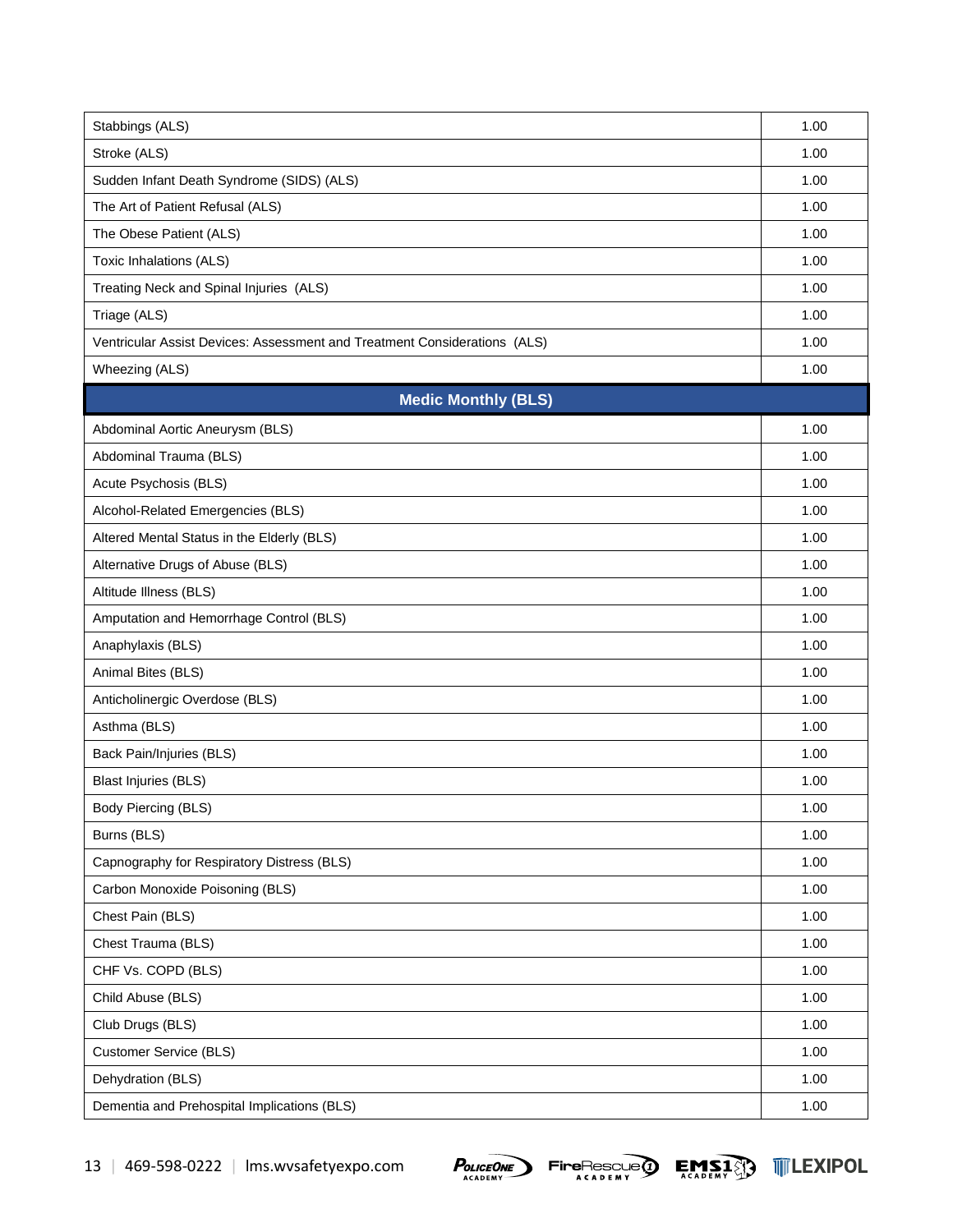| | |
|---|---|
| Stabbings (ALS) | 1.00 |
| Stroke (ALS) | 1.00 |
| Sudden Infant Death Syndrome (SIDS) (ALS) | 1.00 |
| The Art of Patient Refusal (ALS) | 1.00 |
| The Obese Patient (ALS) | 1.00 |
| Toxic Inhalations (ALS) | 1.00 |
| Treating Neck and Spinal Injuries (ALS) | 1.00 |
| Triage (ALS) | 1.00 |
| Ventricular Assist Devices: Assessment and Treatment Considerations (ALS) | 1.00 |
| Wheezing (ALS) | 1.00 |
| **Medic Monthly (BLS)** | |
| Abdominal Aortic Aneurysm (BLS) | 1.00 |
| Abdominal Trauma (BLS) | 1.00 |
| Acute Psychosis (BLS) | 1.00 |
| Alcohol-Related Emergencies (BLS) | 1.00 |
| Altered Mental Status in the Elderly (BLS) | 1.00 |
| Alternative Drugs of Abuse (BLS) | 1.00 |
| Altitude Illness (BLS) | 1.00 |
| Amputation and Hemorrhage Control (BLS) | 1.00 |
| Anaphylaxis (BLS) | 1.00 |
| Animal Bites (BLS) | 1.00 |
| Anticholinergic Overdose (BLS) | 1.00 |
| Asthma (BLS) | 1.00 |
| Back Pain/Injuries (BLS) | 1.00 |
| Blast Injuries (BLS) | 1.00 |
| Body Piercing (BLS) | 1.00 |
| Burns (BLS) | 1.00 |
| Capnography for Respiratory Distress (BLS) | 1.00 |
| Carbon Monoxide Poisoning (BLS) | 1.00 |
| Chest Pain (BLS) | 1.00 |
| Chest Trauma (BLS) | 1.00 |
| CHF Vs. COPD (BLS) | 1.00 |
| Child Abuse (BLS) | 1.00 |
| Club Drugs (BLS) | 1.00 |
| Customer Service (BLS) | 1.00 |
| Dehydration (BLS) | 1.00 |
| Dementia and Prehospital Implications (BLS) | 1.00 |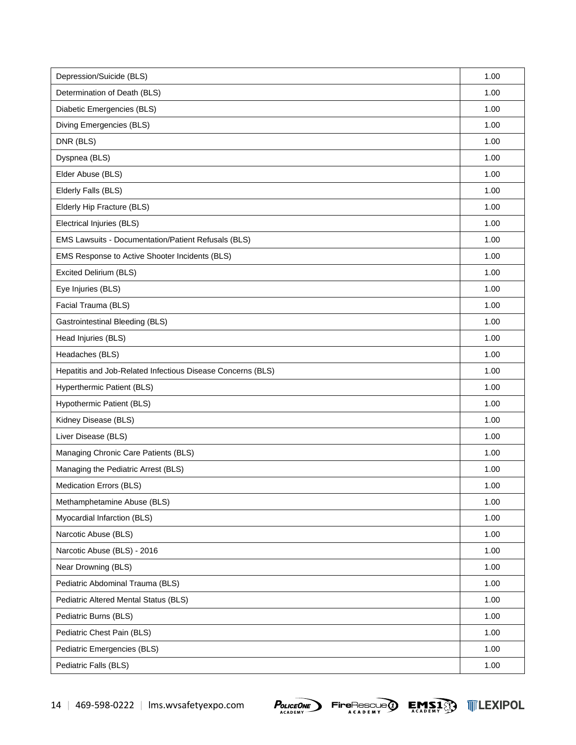| | |
|---|---|
| Depression/Suicide (BLS) | 1.00 |
| Determination of Death (BLS) | 1.00 |
| Diabetic Emergencies (BLS) | 1.00 |
| Diving Emergencies (BLS) | 1.00 |
| DNR (BLS) | 1.00 |
| Dyspnea (BLS) | 1.00 |
| Elder Abuse (BLS) | 1.00 |
| Elderly Falls (BLS) | 1.00 |
| Elderly Hip Fracture (BLS) | 1.00 |
| Electrical Injuries (BLS) | 1.00 |
| EMS Lawsuits - Documentation/Patient Refusals (BLS) | 1.00 |
| EMS Response to Active Shooter Incidents (BLS) | 1.00 |
| Excited Delirium (BLS) | 1.00 |
| Eye Injuries (BLS) | 1.00 |
| Facial Trauma (BLS) | 1.00 |
| Gastrointestinal Bleeding (BLS) | 1.00 |
| Head Injuries (BLS) | 1.00 |
| Headaches (BLS) | 1.00 |
| Hepatitis and Job-Related Infectious Disease Concerns (BLS) | 1.00 |
| Hyperthermic Patient (BLS) | 1.00 |
| Hypothermic Patient (BLS) | 1.00 |
| Kidney Disease (BLS) | 1.00 |
| Liver Disease (BLS) | 1.00 |
| Managing Chronic Care Patients (BLS) | 1.00 |
| Managing the Pediatric Arrest (BLS) | 1.00 |
| Medication Errors (BLS) | 1.00 |
| Methamphetamine Abuse (BLS) | 1.00 |
| Myocardial Infarction (BLS) | 1.00 |
| Narcotic Abuse (BLS) | 1.00 |
| Narcotic Abuse (BLS) - 2016 | 1.00 |
| Near Drowning (BLS) | 1.00 |
| Pediatric Abdominal Trauma (BLS) | 1.00 |
| Pediatric Altered Mental Status (BLS) | 1.00 |
| Pediatric Burns (BLS) | 1.00 |
| Pediatric Chest Pain (BLS) | 1.00 |
| Pediatric Emergencies (BLS) | 1.00 |
| Pediatric Falls (BLS) | 1.00 |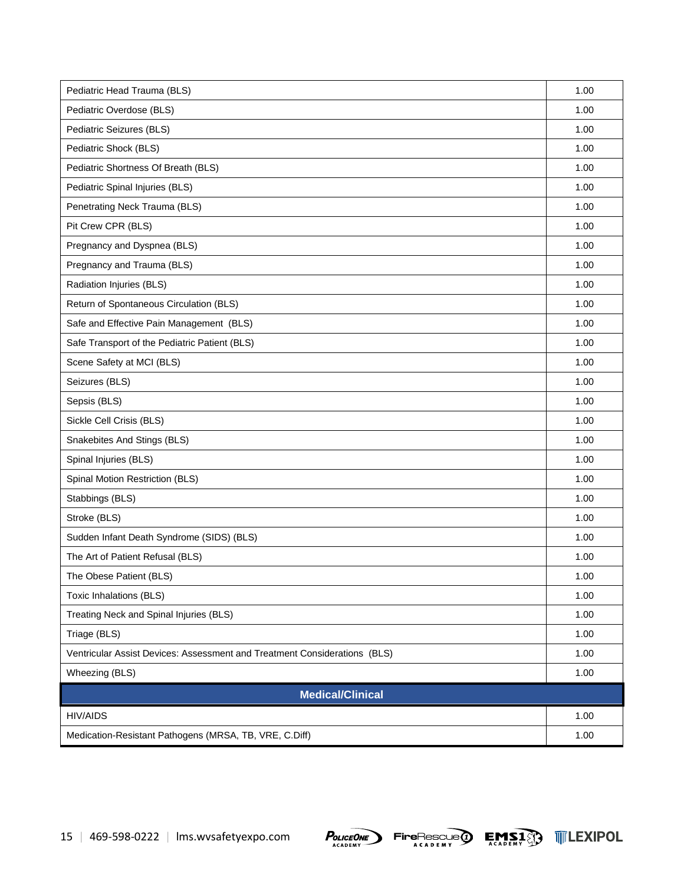| | |
|---|---|
| Pediatric Head Trauma (BLS) | 1.00 |
| Pediatric Overdose (BLS) | 1.00 |
| Pediatric Seizures (BLS) | 1.00 |
| Pediatric Shock (BLS) | 1.00 |
| Pediatric Shortness Of Breath (BLS) | 1.00 |
| Pediatric Spinal Injuries (BLS) | 1.00 |
| Penetrating Neck Trauma (BLS) | 1.00 |
| Pit Crew CPR (BLS) | 1.00 |
| Pregnancy and Dyspnea (BLS) | 1.00 |
| Pregnancy and Trauma (BLS) | 1.00 |
| Radiation Injuries (BLS) | 1.00 |
| Return of Spontaneous Circulation (BLS) | 1.00 |
| Safe and Effective Pain Management (BLS) | 1.00 |
| Safe Transport of the Pediatric Patient (BLS) | 1.00 |
| Scene Safety at MCI (BLS) | 1.00 |
| Seizures (BLS) | 1.00 |
| Sepsis (BLS) | 1.00 |
| Sickle Cell Crisis (BLS) | 1.00 |
| Snakebites And Stings (BLS) | 1.00 |
| Spinal Injuries (BLS) | 1.00 |
| Spinal Motion Restriction (BLS) | 1.00 |
| Stabbings (BLS) | 1.00 |
| Stroke (BLS) | 1.00 |
| Sudden Infant Death Syndrome (SIDS) (BLS) | 1.00 |
| The Art of Patient Refusal (BLS) | 1.00 |
| The Obese Patient (BLS) | 1.00 |
| Toxic Inhalations (BLS) | 1.00 |
| Treating Neck and Spinal Injuries (BLS) | 1.00 |
| Triage (BLS) | 1.00 |
| Ventricular Assist Devices: Assessment and Treatment Considerations (BLS) | 1.00 |
| Wheezing (BLS) | 1.00 |
| **Medical/Clinical** | |
| HIV/AIDS | 1.00 |
| Medication-Resistant Pathogens (MRSA, TB, VRE, C.Diff) | 1.00 |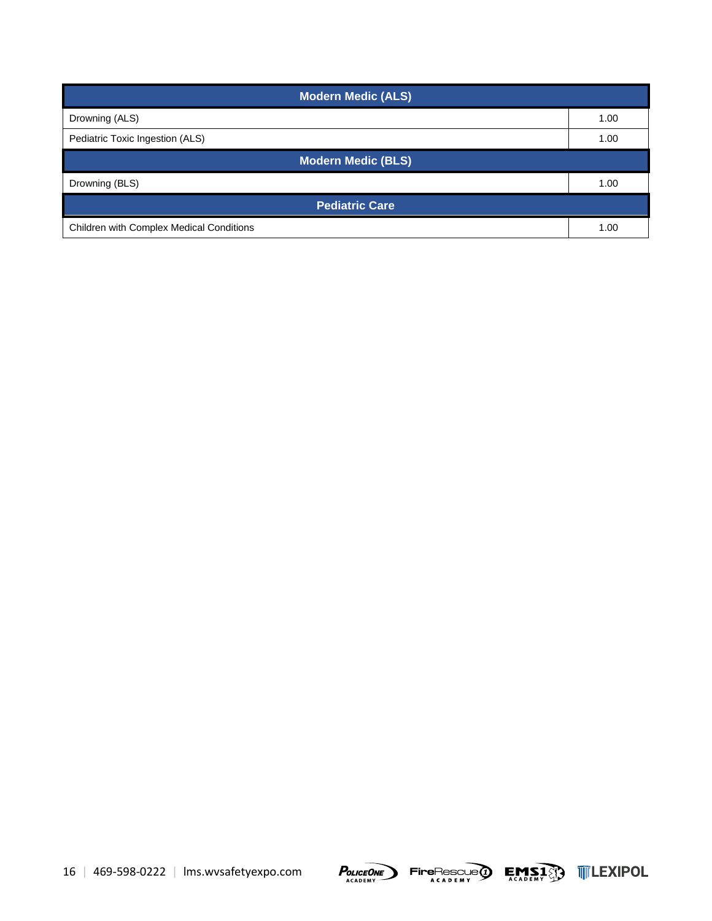| Modern Medic (ALS) | |
|---|---|
| Drowning (ALS) | 1.00 |
| Pediatric Toxic Ingestion (ALS) | 1.00 |
| **Modern Medic (BLS)** | |
| Drowning (BLS) | 1.00 |
| **Pediatric Care** | |
| Children with Complex Medical Conditions | 1.00 |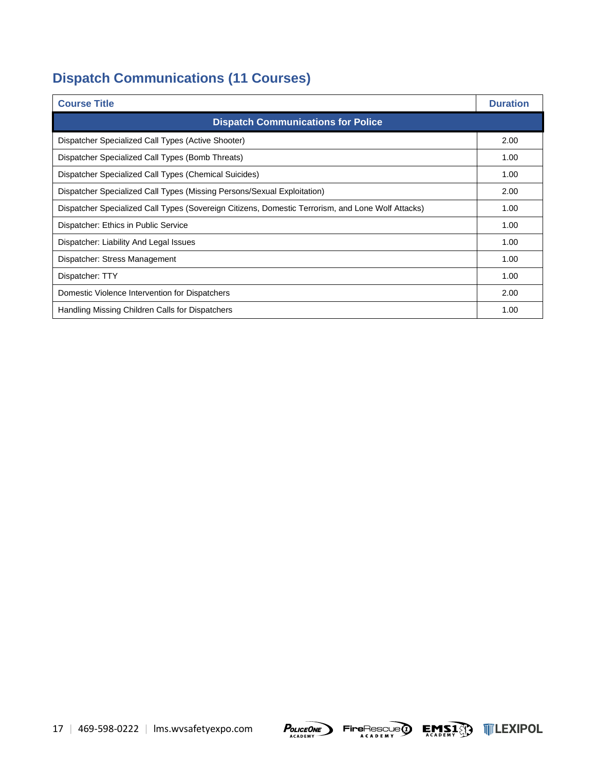## Dispatch Communications (11 Courses)

| Course Title | Duration |
| --- | --- |
| **Dispatch Communications for Police** | |
| Dispatcher Specialized Call Types (Active Shooter) | 2.00 |
| Dispatcher Specialized Call Types (Bomb Threats) | 1.00 |
| Dispatcher Specialized Call Types (Chemical Suicides) | 1.00 |
| Dispatcher Specialized Call Types (Missing Persons/Sexual Exploitation) | 2.00 |
| Dispatcher Specialized Call Types (Sovereign Citizens, Domestic Terrorism, and Lone Wolf Attacks) | 1.00 |
| Dispatcher: Ethics in Public Service | 1.00 |
| Dispatcher: Liability And Legal Issues | 1.00 |
| Dispatcher: Stress Management | 1.00 |
| Dispatcher: TTY | 1.00 |
| Domestic Violence Intervention for Dispatchers | 2.00 |
| Handling Missing Children Calls for Dispatchers | 1.00 |